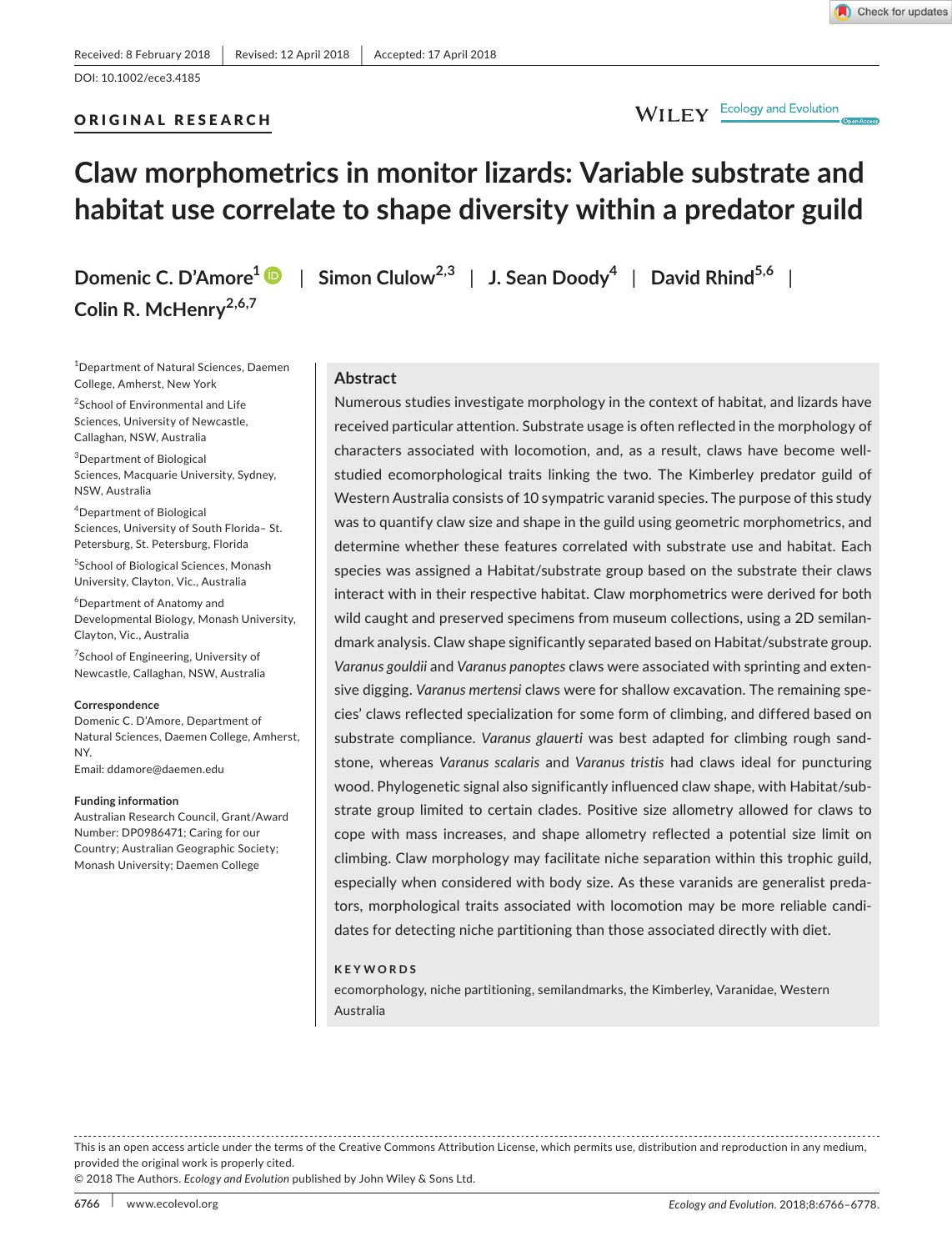Received: 8 February 2018 | Revised: 12 April 2018 | Accepted: 17 April 2018

DOI: 10.1002/ece3.4185

**ORIGINAL RESEARCH**

# Claw morphometrics in monitor lizards: Variable substrate and habitat use correlate to shape diversity within a predator guild

**Domenic C. D'Amore[1] | Simon Clulow[2,3] | J. Sean Doody[4] | David Rhind[5,6] | Colin R. McHenry[2,6,7]**

[1]Department of Natural Sciences, Daemen College, Amherst, New York

[2]School of Environmental and Life Sciences, University of Newcastle, Callaghan, NSW, Australia

[3]Department of Biological Sciences, Macquarie University, Sydney, NSW, Australia

[4]Department of Biological Sciences, University of South Florida– St. Petersburg, St. Petersburg, Florida

[5]School of Biological Sciences, Monash University, Clayton, Vic., Australia

[6]Department of Anatomy and Developmental Biology, Monash University, Clayton, Vic., Australia

[7]School of Engineering, University of Newcastle, Callaghan, NSW, Australia

**Correspondence**
Domenic C. D'Amore, Department of Natural Sciences, Daemen College, Amherst, NY.
Email: ddamore@daemen.edu

**Funding information**
Australian Research Council, Grant/Award Number: DP0986471; Caring for our Country; Australian Geographic Society; Monash University; Daemen College

## Abstract

Numerous studies investigate morphology in the context of habitat, and lizards have received particular attention. Substrate usage is often reflected in the morphology of characters associated with locomotion, and, as a result, claws have become well-studied ecomorphological traits linking the two. The Kimberley predator guild of Western Australia consists of 10 sympatric varanid species. The purpose of this study was to quantify claw size and shape in the guild using geometric morphometrics, and determine whether these features correlated with substrate use and habitat. Each species was assigned a Habitat/substrate group based on the substrate their claws interact with in their respective habitat. Claw morphometrics were derived for both wild caught and preserved specimens from museum collections, using a 2D semilandmark analysis. Claw shape significantly separated based on Habitat/substrate group. *Varanus gouldii* and *Varanus panoptes* claws were associated with sprinting and extensive digging. *Varanus mertensi* claws were for shallow excavation. The remaining species' claws reflected specialization for some form of climbing, and differed based on substrate compliance. *Varanus glauerti* was best adapted for climbing rough sandstone, whereas *Varanus scalaris* and *Varanus tristis* had claws ideal for puncturing wood. Phylogenetic signal also significantly influenced claw shape, with Habitat/substrate group limited to certain clades. Positive size allometry allowed for claws to cope with mass increases, and shape allometry reflected a potential size limit on climbing. Claw morphology may facilitate niche separation within this trophic guild, especially when considered with body size. As these varanids are generalist predators, morphological traits associated with locomotion may be more reliable candidates for detecting niche partitioning than those associated directly with diet.

**KEYWORDS**

ecomorphology, niche partitioning, semilandmarks, the Kimberley, Varanidae, Western Australia

This is an open access article under the terms of the Creative Commons Attribution License, which permits use, distribution and reproduction in any medium, provided the original work is properly cited.
© 2018 The Authors. *Ecology and Evolution* published by John Wiley & Sons Ltd.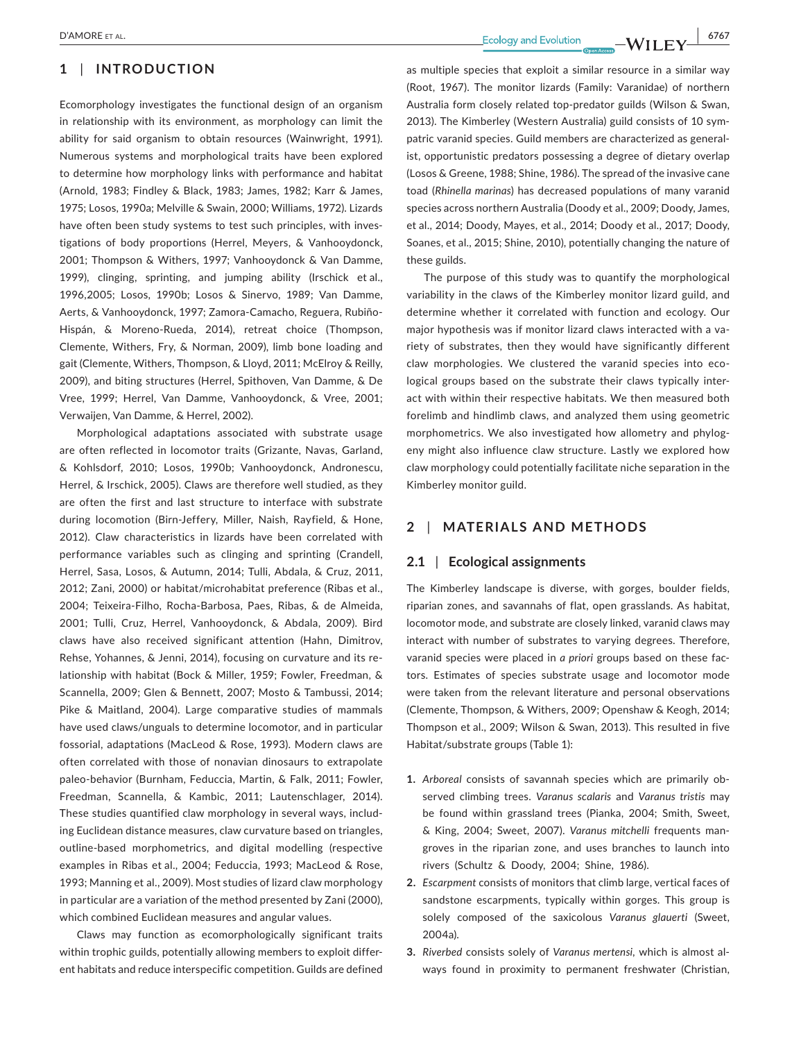## 1 | INTRODUCTION

Ecomorphology investigates the functional design of an organism in relationship with its environment, as morphology can limit the ability for said organism to obtain resources (Wainwright, 1991). Numerous systems and morphological traits have been explored to determine how morphology links with performance and habitat (Arnold, 1983; Findley & Black, 1983; James, 1982; Karr & James, 1975; Losos, 1990a; Melville & Swain, 2000; Williams, 1972). Lizards have often been study systems to test such principles, with investigations of body proportions (Herrel, Meyers, & Vanhooydonck, 2001; Thompson & Withers, 1997; Vanhooydonck & Van Damme, 1999), clinging, sprinting, and jumping ability (Irschick et al., 1996,2005; Losos, 1990b; Losos & Sinervo, 1989; Van Damme, Aerts, & Vanhooydonck, 1997; Zamora-Camacho, Reguera, Rubiño-Hispán, & Moreno-Rueda, 2014), retreat choice (Thompson, Clemente, Withers, Fry, & Norman, 2009), limb bone loading and gait (Clemente, Withers, Thompson, & Lloyd, 2011; McElroy & Reilly, 2009), and biting structures (Herrel, Spithoven, Van Damme, & De Vree, 1999; Herrel, Van Damme, Vanhooydonck, & Vree, 2001; Verwaijen, Van Damme, & Herrel, 2002).

Morphological adaptations associated with substrate usage are often reflected in locomotor traits (Grizante, Navas, Garland, & Kohlsdorf, 2010; Losos, 1990b; Vanhooydonck, Andronescu, Herrel, & Irschick, 2005). Claws are therefore well studied, as they are often the first and last structure to interface with substrate during locomotion (Birn-Jeffery, Miller, Naish, Rayfield, & Hone, 2012). Claw characteristics in lizards have been correlated with performance variables such as clinging and sprinting (Crandell, Herrel, Sasa, Losos, & Autumn, 2014; Tulli, Abdala, & Cruz, 2011, 2012; Zani, 2000) or habitat/microhabitat preference (Ribas et al., 2004; Teixeira-Filho, Rocha-Barbosa, Paes, Ribas, & de Almeida, 2001; Tulli, Cruz, Herrel, Vanhooydonck, & Abdala, 2009). Bird claws have also received significant attention (Hahn, Dimitrov, Rehse, Yohannes, & Jenni, 2014), focusing on curvature and its relationship with habitat (Bock & Miller, 1959; Fowler, Freedman, & Scannella, 2009; Glen & Bennett, 2007; Mosto & Tambussi, 2014; Pike & Maitland, 2004). Large comparative studies of mammals have used claws/unguals to determine locomotor, and in particular fossorial, adaptations (MacLeod & Rose, 1993). Modern claws are often correlated with those of nonavian dinosaurs to extrapolate paleo-behavior (Burnham, Feduccia, Martin, & Falk, 2011; Fowler, Freedman, Scannella, & Kambic, 2011; Lautenschlager, 2014). These studies quantified claw morphology in several ways, including Euclidean distance measures, claw curvature based on triangles, outline-based morphometrics, and digital modelling (respective examples in Ribas et al., 2004; Feduccia, 1993; MacLeod & Rose, 1993; Manning et al., 2009). Most studies of lizard claw morphology in particular are a variation of the method presented by Zani (2000), which combined Euclidean measures and angular values.

Claws may function as ecomorphologically significant traits within trophic guilds, potentially allowing members to exploit different habitats and reduce interspecific competition. Guilds are defined as multiple species that exploit a similar resource in a similar way (Root, 1967). The monitor lizards (Family: Varanidae) of northern Australia form closely related top-predator guilds (Wilson & Swan, 2013). The Kimberley (Western Australia) guild consists of 10 sympatric varanid species. Guild members are characterized as generalist, opportunistic predators possessing a degree of dietary overlap (Losos & Greene, 1988; Shine, 1986). The spread of the invasive cane toad (*Rhinella marinas*) has decreased populations of many varanid species across northern Australia (Doody et al., 2009; Doody, James, et al., 2014; Doody, Mayes, et al., 2014; Doody et al., 2017; Doody, Soanes, et al., 2015; Shine, 2010), potentially changing the nature of these guilds.

The purpose of this study was to quantify the morphological variability in the claws of the Kimberley monitor lizard guild, and determine whether it correlated with function and ecology. Our major hypothesis was if monitor lizard claws interacted with a variety of substrates, then they would have significantly different claw morphologies. We clustered the varanid species into ecological groups based on the substrate their claws typically interact with within their respective habitats. We then measured both forelimb and hindlimb claws, and analyzed them using geometric morphometrics. We also investigated how allometry and phylogeny might also influence claw structure. Lastly we explored how claw morphology could potentially facilitate niche separation in the Kimberley monitor guild.

## 2 | MATERIALS AND METHODS

### 2.1 | Ecological assignments

The Kimberley landscape is diverse, with gorges, boulder fields, riparian zones, and savannahs of flat, open grasslands. As habitat, locomotor mode, and substrate are closely linked, varanid claws may interact with number of substrates to varying degrees. Therefore, varanid species were placed in *a priori* groups based on these factors. Estimates of species substrate usage and locomotor mode were taken from the relevant literature and personal observations (Clemente, Thompson, & Withers, 2009; Openshaw & Keogh, 2014; Thompson et al., 2009; Wilson & Swan, 2013). This resulted in five Habitat/substrate groups (Table 1):

1. *Arboreal* consists of savannah species which are primarily observed climbing trees. *Varanus scalaris* and *Varanus tristis* may be found within grassland trees (Pianka, 2004; Smith, Sweet, & King, 2004; Sweet, 2007). *Varanus mitchelli* frequents mangroves in the riparian zone, and uses branches to launch into rivers (Schultz & Doody, 2004; Shine, 1986).
2. *Escarpment* consists of monitors that climb large, vertical faces of sandstone escarpments, typically within gorges. This group is solely composed of the saxicolous *Varanus glauerti* (Sweet, 2004a).
3. *Riverbed* consists solely of *Varanus mertensi*, which is almost always found in proximity to permanent freshwater (Christian,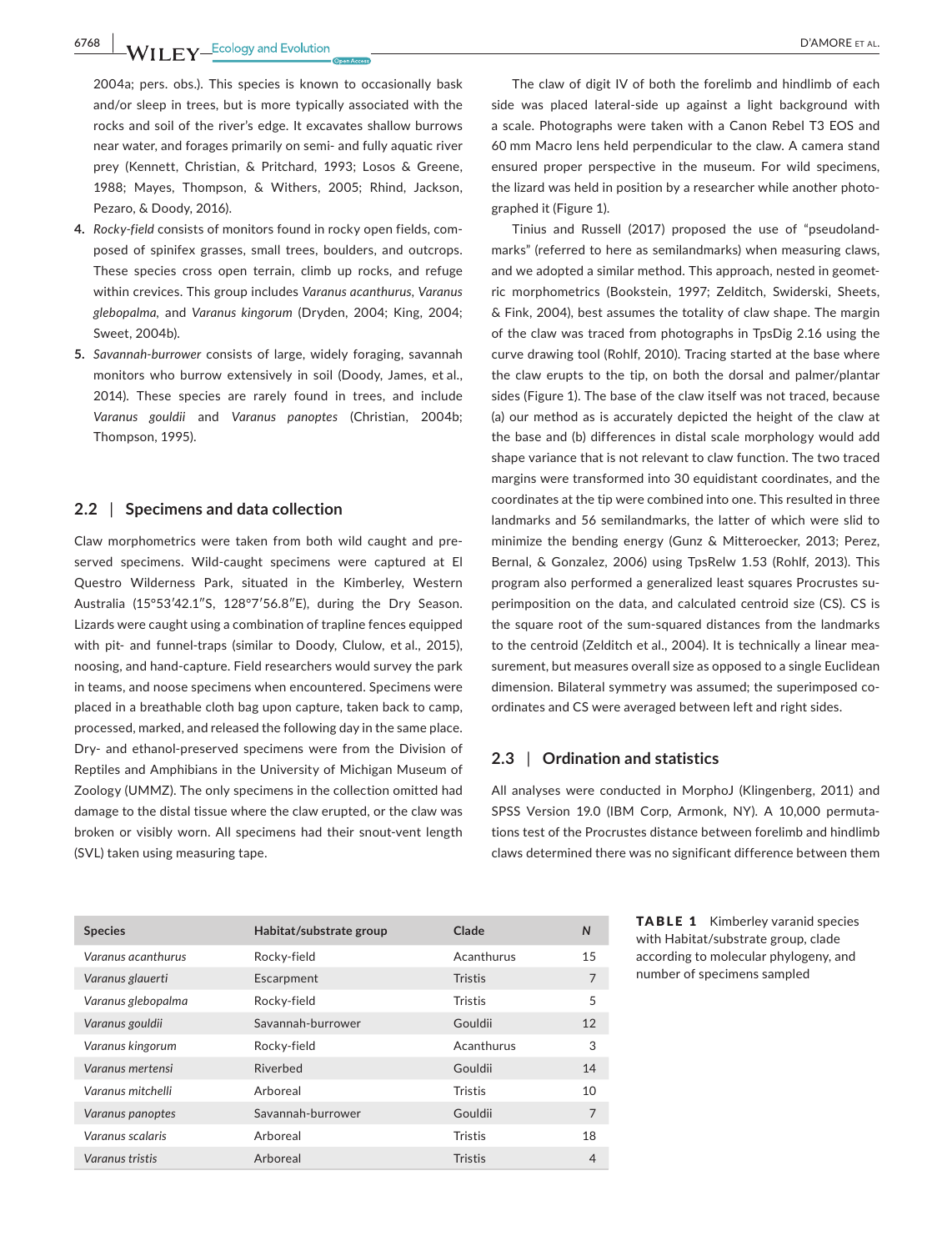2004a; pers. obs.). This species is known to occasionally bask and/or sleep in trees, but is more typically associated with the rocks and soil of the river's edge. It excavates shallow burrows near water, and forages primarily on semi- and fully aquatic river prey (Kennett, Christian, & Pritchard, 1993; Losos & Greene, 1988; Mayes, Thompson, & Withers, 2005; Rhind, Jackson, Pezaro, & Doody, 2016).

4. *Rocky-field* consists of monitors found in rocky open fields, composed of spinifex grasses, small trees, boulders, and outcrops. These species cross open terrain, climb up rocks, and refuge within crevices. This group includes *Varanus acanthurus*, *Varanus glebopalma*, and *Varanus kingorum* (Dryden, 2004; King, 2004; Sweet, 2004b).
5. *Savannah-burrower* consists of large, widely foraging, savannah monitors who burrow extensively in soil (Doody, James, et al., 2014). These species are rarely found in trees, and include *Varanus gouldii* and *Varanus panoptes* (Christian, 2004b; Thompson, 1995).

## 2.2 | Specimens and data collection

Claw morphometrics were taken from both wild caught and preserved specimens. Wild-caught specimens were captured at El Questro Wilderness Park, situated in the Kimberley, Western Australia (15°53′42.1″S, 128°7′56.8″E), during the Dry Season. Lizards were caught using a combination of trapline fences equipped with pit- and funnel-traps (similar to Doody, Clulow, et al., 2015), noosing, and hand-capture. Field researchers would survey the park in teams, and noose specimens when encountered. Specimens were placed in a breathable cloth bag upon capture, taken back to camp, processed, marked, and released the following day in the same place. Dry- and ethanol-preserved specimens were from the Division of Reptiles and Amphibians in the University of Michigan Museum of Zoology (UMMZ). The only specimens in the collection omitted had damage to the distal tissue where the claw erupted, or the claw was broken or visibly worn. All specimens had their snout-vent length (SVL) taken using measuring tape.

The claw of digit IV of both the forelimb and hindlimb of each side was placed lateral-side up against a light background with a scale. Photographs were taken with a Canon Rebel T3 EOS and 60 mm Macro lens held perpendicular to the claw. A camera stand ensured proper perspective in the museum. For wild specimens, the lizard was held in position by a researcher while another photographed it (Figure 1).

Tinius and Russell (2017) proposed the use of "pseudolandmarks" (referred to here as semilandmarks) when measuring claws, and we adopted a similar method. This approach, nested in geometric morphometrics (Bookstein, 1997; Zelditch, Swiderski, Sheets, & Fink, 2004), best assumes the totality of claw shape. The margin of the claw was traced from photographs in TpsDig 2.16 using the curve drawing tool (Rohlf, 2010). Tracing started at the base where the claw erupts to the tip, on both the dorsal and palmer/plantar sides (Figure 1). The base of the claw itself was not traced, because (a) our method as is accurately depicted the height of the claw at the base and (b) differences in distal scale morphology would add shape variance that is not relevant to claw function. The two traced margins were transformed into 30 equidistant coordinates, and the coordinates at the tip were combined into one. This resulted in three landmarks and 56 semilandmarks, the latter of which were slid to minimize the bending energy (Gunz & Mitteroecker, 2013; Perez, Bernal, & Gonzalez, 2006) using TpsRelw 1.53 (Rohlf, 2013). This program also performed a generalized least squares Procrustes superimposition on the data, and calculated centroid size (CS). CS is the square root of the sum-squared distances from the landmarks to the centroid (Zelditch et al., 2004). It is technically a linear measurement, but measures overall size as opposed to a single Euclidean dimension. Bilateral symmetry was assumed; the superimposed coordinates and CS were averaged between left and right sides.

## 2.3 | Ordination and statistics

All analyses were conducted in MorphoJ (Klingenberg, 2011) and SPSS Version 19.0 (IBM Corp, Armonk, NY). A 10,000 permutations test of the Procrustes distance between forelimb and hindlimb claws determined there was no significant difference between them

**TABLE 1** Kimberley varanid species with Habitat/substrate group, clade according to molecular phylogeny, and number of specimens sampled

| Species | Habitat/substrate group | Clade | N |
|---|---|---|---|
| *Varanus acanthurus* | Rocky-field | Acanthurus | 15 |
| *Varanus glauerti* | Escarpment | Tristis | 7 |
| *Varanus glebopalma* | Rocky-field | Tristis | 5 |
| *Varanus gouldii* | Savannah-burrower | Gouldii | 12 |
| *Varanus kingorum* | Rocky-field | Acanthurus | 3 |
| *Varanus mertensi* | Riverbed | Gouldii | 14 |
| *Varanus mitchelli* | Arboreal | Tristis | 10 |
| *Varanus panoptes* | Savannah-burrower | Gouldii | 7 |
| *Varanus scalaris* | Arboreal | Tristis | 18 |
| *Varanus tristis* | Arboreal | Tristis | 4 |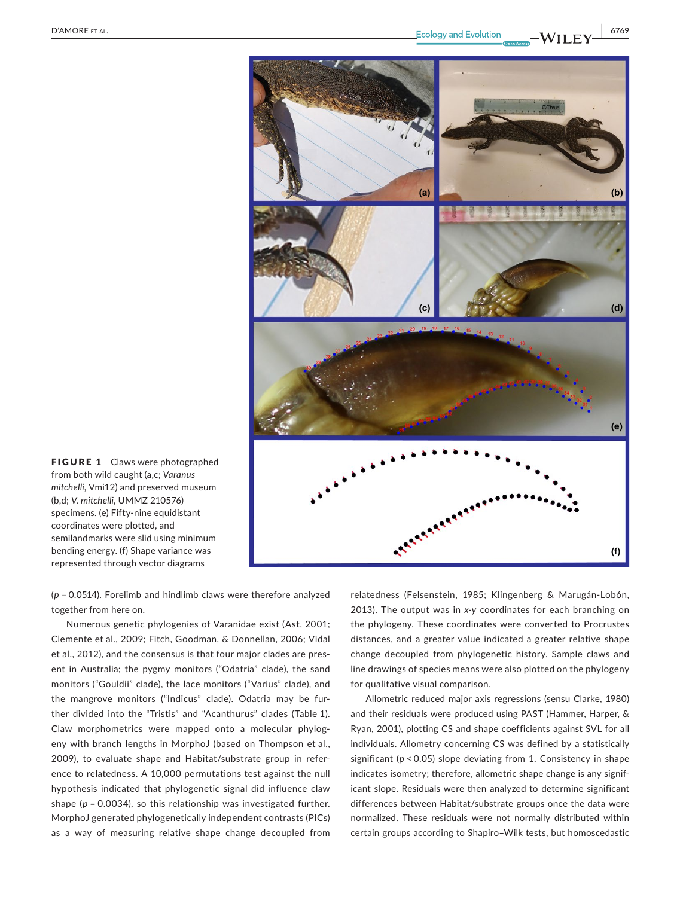FIGURE 1 Claws were photographed from both wild caught (a,c; *Varanus mitchelli*, Vmi12) and preserved museum (b,d; *V. mitchelli*, UMMZ 210576) specimens. (e) Fifty-nine equidistant coordinates were plotted, and semilandmarks were slid using minimum bending energy. (f) Shape variance was represented through vector diagrams

($p = 0.0514$). Forelimb and hindlimb claws were therefore analyzed together from here on.

Numerous genetic phylogenies of Varanidae exist (Ast, 2001; Clemente et al., 2009; Fitch, Goodman, & Donnellan, 2006; Vidal et al., 2012), and the consensus is that four major clades are present in Australia; the pygmy monitors ("Odatria" clade), the sand monitors ("Gouldii" clade), the lace monitors ("Varius" clade), and the mangrove monitors ("Indicus" clade). Odatria may be further divided into the "Tristis" and "Acanthurus" clades (Table 1). Claw morphometrics were mapped onto a molecular phylogeny with branch lengths in MorphoJ (based on Thompson et al., 2009), to evaluate shape and Habitat/substrate group in reference to relatedness. A 10,000 permutations test against the null hypothesis indicated that phylogenetic signal did influence claw shape ($p = 0.0034$), so this relationship was investigated further. MorphoJ generated phylogenetically independent contrasts (PICs) as a way of measuring relative shape change decoupled from relatedness (Felsenstein, 1985; Klingenberg & Marugán-Lobón, 2013). The output was in *x*-*y* coordinates for each branching on the phylogeny. These coordinates were converted to Procrustes distances, and a greater value indicated a greater relative shape change decoupled from phylogenetic history. Sample claws and line drawings of species means were also plotted on the phylogeny for qualitative visual comparison.

Allometric reduced major axis regressions (sensu Clarke, 1980) and their residuals were produced using PAST (Hammer, Harper, & Ryan, 2001), plotting CS and shape coefficients against SVL for all individuals. Allometry concerning CS was defined by a statistically significant ($p < 0.05$) slope deviating from 1. Consistency in shape indicates isometry; therefore, allometric shape change is any significant slope. Residuals were then analyzed to determine significant differences between Habitat/substrate groups once the data were normalized. These residuals were not normally distributed within certain groups according to Shapiro–Wilk tests, but homoscedastic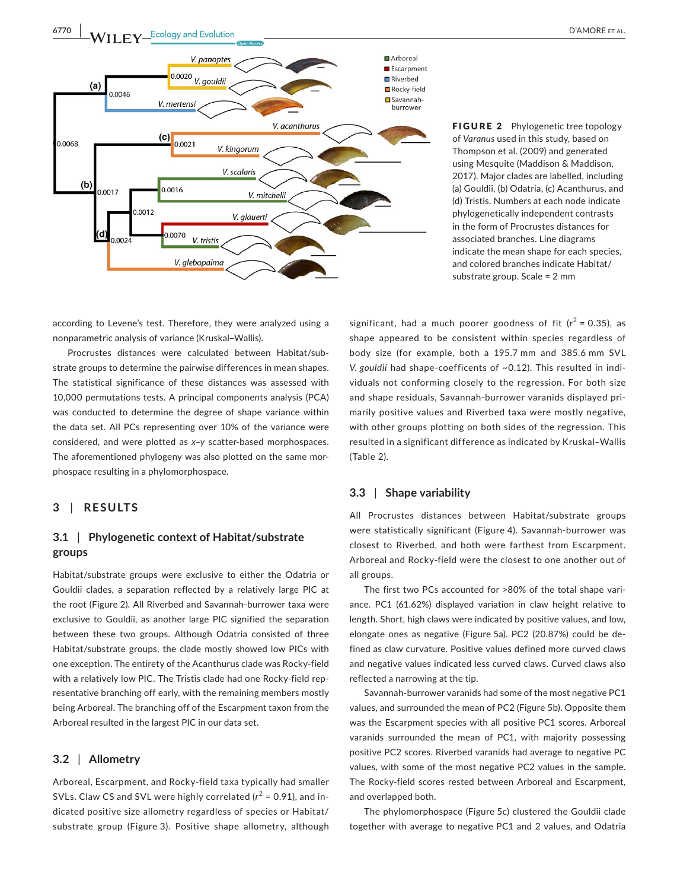**FIGURE 2** Phylogenetic tree topology of *Varanus* used in this study, based on Thompson et al. (2009) and generated using Mesquite (Maddison & Maddison, 2017). Major clades are labelled, including (a) Gouldii, (b) Odatria, (c) Acanthurus, and (d) Tristis. Numbers at each node indicate phylogenetically independent contrasts in the form of Procrustes distances for associated branches. Line diagrams indicate the mean shape for each species, and colored branches indicate Habitat/substrate group. Scale = 2 mm

according to Levene's test. Therefore, they were analyzed using a nonparametric analysis of variance (Kruskal–Wallis).

Procrustes distances were calculated between Habitat/substrate groups to determine the pairwise differences in mean shapes. The statistical significance of these distances was assessed with 10,000 permutations tests. A principal components analysis (PCA) was conducted to determine the degree of shape variance within the data set. All PCs representing over 10% of the variance were considered, and were plotted as *x*–*y* scatter-based morphospaces. The aforementioned phylogeny was also plotted on the same morphospace resulting in a phylomorphospace.

## 3 | RESULTS

### 3.1 | Phylogenetic context of Habitat/substrate groups

Habitat/substrate groups were exclusive to either the Odatria or Gouldii clades, a separation reflected by a relatively large PIC at the root (Figure 2). All Riverbed and Savannah-burrower taxa were exclusive to Gouldii, as another large PIC signified the separation between these two groups. Although Odatria consisted of three Habitat/substrate groups, the clade mostly showed low PICs with one exception. The entirety of the Acanthurus clade was Rocky-field with a relatively low PIC. The Tristis clade had one Rocky-field representative branching off early, with the remaining members mostly being Arboreal. The branching off of the Escarpment taxon from the Arboreal resulted in the largest PIC in our data set.

### 3.2 | Allometry

Arboreal, Escarpment, and Rocky-field taxa typically had smaller SVLs. Claw CS and SVL were highly correlated ($r^2$ = 0.91), and indicated positive size allometry regardless of species or Habitat/substrate group (Figure 3). Positive shape allometry, although significant, had a much poorer goodness of fit ($r^2$ = 0.35), as shape appeared to be consistent within species regardless of body size (for example, both a 195.7 mm and 385.6 mm SVL *V. gouldii* had shape-coefficients of ~0.12). This resulted in individuals not conforming closely to the regression. For both size and shape residuals, Savannah-burrower varanids displayed primarily positive values and Riverbed taxa were mostly negative, with other groups plotting on both sides of the regression. This resulted in a significant difference as indicated by Kruskal–Wallis (Table 2).

### 3.3 | Shape variability

All Procrustes distances between Habitat/substrate groups were statistically significant (Figure 4). Savannah-burrower was closest to Riverbed, and both were farthest from Escarpment. Arboreal and Rocky-field were the closest to one another out of all groups.

The first two PCs accounted for >80% of the total shape variance. PC1 (61.62%) displayed variation in claw height relative to length. Short, high claws were indicated by positive values, and low, elongate ones as negative (Figure 5a). PC2 (20.87%) could be defined as claw curvature. Positive values defined more curved claws and negative values indicated less curved claws. Curved claws also reflected a narrowing at the tip.

Savannah-burrower varanids had some of the most negative PC1 values, and surrounded the mean of PC2 (Figure 5b). Opposite them was the Escarpment species with all positive PC1 scores. Arboreal varanids surrounded the mean of PC1, with majority possessing positive PC2 scores. Riverbed varanids had average to negative PC values, with some of the most negative PC2 values in the sample. The Rocky-field scores rested between Arboreal and Escarpment, and overlapped both.

The phylomorphospace (Figure 5c) clustered the Gouldii clade together with average to negative PC1 and 2 values, and Odatria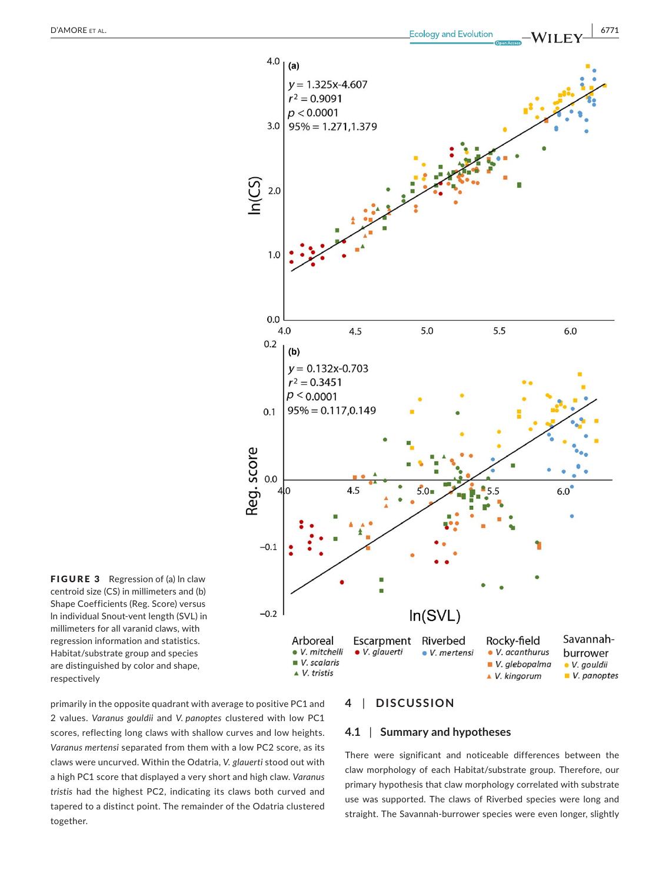**FIGURE 3** Regression of (a) ln claw centroid size (CS) in millimeters and (b) Shape Coefficients (Reg. Score) versus ln individual Snout-vent length (SVL) in millimeters for all varanid claws, with regression information and statistics. Habitat/substrate group and species are distinguished by color and shape, respectively

primarily in the opposite quadrant with average to positive PC1 and 2 values. *Varanus gouldii* and *V. panoptes* clustered with low PC1 scores, reflecting long claws with shallow curves and low heights. *Varanus mertensi* separated from them with a low PC2 score, as its claws were uncurved. Within the Odatria, *V. glauerti* stood out with a high PC1 score that displayed a very short and high claw. *Varanus tristis* had the highest PC2, indicating its claws both curved and tapered to a distinct point. The remainder of the Odatria clustered together.

## 4 | DISCUSSION

### 4.1 | Summary and hypotheses

There were significant and noticeable differences between the claw morphology of each Habitat/substrate group. Therefore, our primary hypothesis that claw morphology correlated with substrate use was supported. The claws of Riverbed species were long and straight. The Savannah-burrower species were even longer, slightly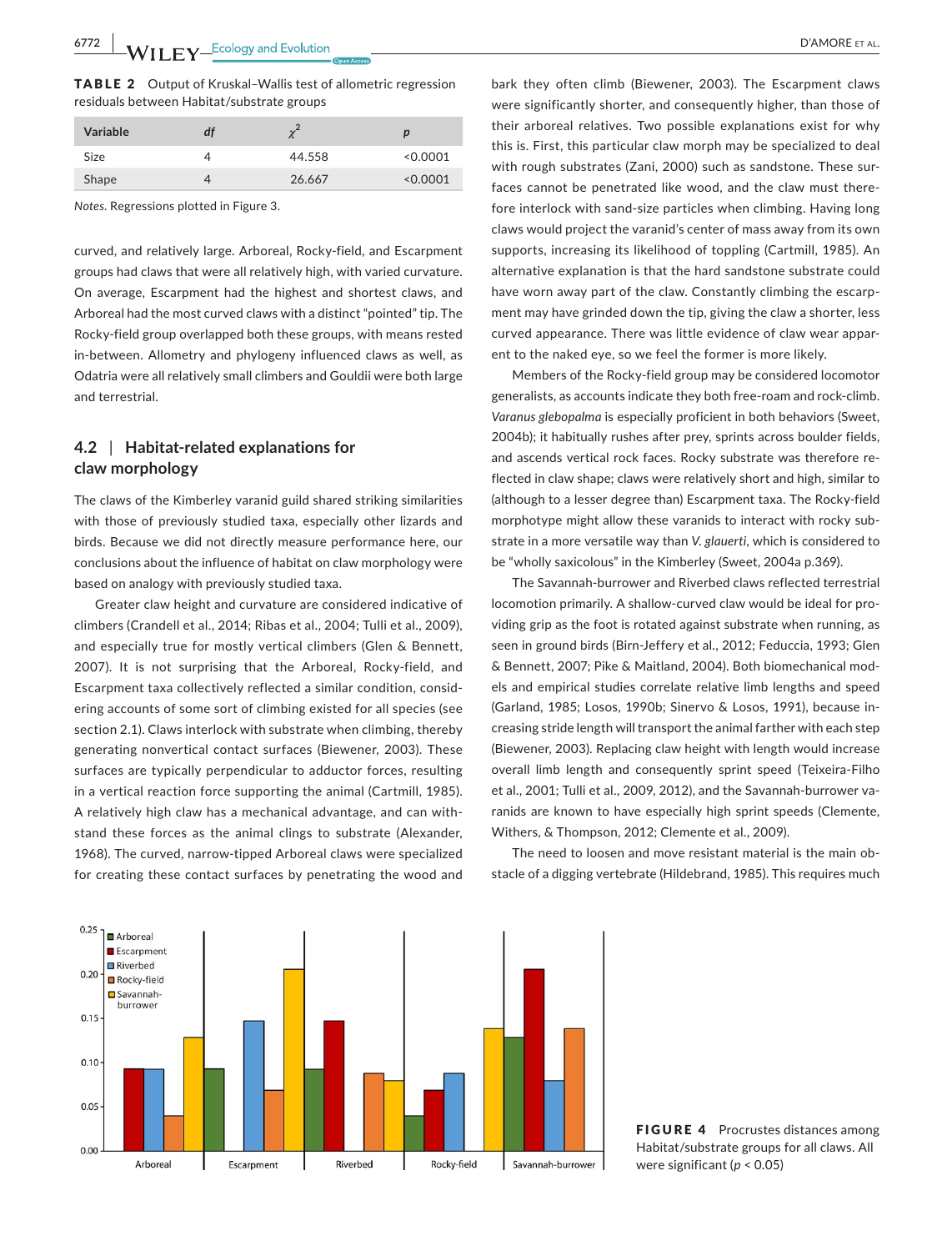**TABLE 2** Output of Kruskal–Wallis test of allometric regression residuals between Habitat/substrate groups

| Variable | df | $\chi^2$ | p |
|---|---|---|---|
| Size | 4 | 44.558 | <0.0001 |
| Shape | 4 | 26.667 | <0.0001 |

*Notes*. Regressions plotted in Figure 3.

curved, and relatively large. Arboreal, Rocky-field, and Escarpment groups had claws that were all relatively high, with varied curvature. On average, Escarpment had the highest and shortest claws, and Arboreal had the most curved claws with a distinct "pointed" tip. The Rocky-field group overlapped both these groups, with means rested in-between. Allometry and phylogeny influenced claws as well, as Odatria were all relatively small climbers and Gouldii were both large and terrestrial.

### 4.2 | Habitat-related explanations for claw morphology

The claws of the Kimberley varanid guild shared striking similarities with those of previously studied taxa, especially other lizards and birds. Because we did not directly measure performance here, our conclusions about the influence of habitat on claw morphology were based on analogy with previously studied taxa.

Greater claw height and curvature are considered indicative of climbers (Crandell et al., 2014; Ribas et al., 2004; Tulli et al., 2009), and especially true for mostly vertical climbers (Glen & Bennett, 2007). It is not surprising that the Arboreal, Rocky-field, and Escarpment taxa collectively reflected a similar condition, considering accounts of some sort of climbing existed for all species (see section 2.1). Claws interlock with substrate when climbing, thereby generating nonvertical contact surfaces (Biewener, 2003). These surfaces are typically perpendicular to adductor forces, resulting in a vertical reaction force supporting the animal (Cartmill, 1985). A relatively high claw has a mechanical advantage, and can withstand these forces as the animal clings to substrate (Alexander, 1968). The curved, narrow-tipped Arboreal claws were specialized for creating these contact surfaces by penetrating the wood and bark they often climb (Biewener, 2003). The Escarpment claws were significantly shorter, and consequently higher, than those of their arboreal relatives. Two possible explanations exist for why this is. First, this particular claw morph may be specialized to deal with rough substrates (Zani, 2000) such as sandstone. These surfaces cannot be penetrated like wood, and the claw must therefore interlock with sand-size particles when climbing. Having long claws would project the varanid's center of mass away from its own supports, increasing its likelihood of toppling (Cartmill, 1985). An alternative explanation is that the hard sandstone substrate could have worn away part of the claw. Constantly climbing the escarpment may have grinded down the tip, giving the claw a shorter, less curved appearance. There was little evidence of claw wear apparent to the naked eye, so we feel the former is more likely.

Members of the Rocky-field group may be considered locomotor generalists, as accounts indicate they both free-roam and rock-climb. *Varanus glebopalma* is especially proficient in both behaviors (Sweet, 2004b); it habitually rushes after prey, sprints across boulder fields, and ascends vertical rock faces. Rocky substrate was therefore reflected in claw shape; claws were relatively short and high, similar to (although to a lesser degree than) Escarpment taxa. The Rocky-field morphotype might allow these varanids to interact with rocky substrate in a more versatile way than *V. glauerti*, which is considered to be "wholly saxicolous" in the Kimberley (Sweet, 2004a p.369).

The Savannah-burrower and Riverbed claws reflected terrestrial locomotion primarily. A shallow-curved claw would be ideal for providing grip as the foot is rotated against substrate when running, as seen in ground birds (Birn-Jeffery et al., 2012; Feduccia, 1993; Glen & Bennett, 2007; Pike & Maitland, 2004). Both biomechanical models and empirical studies correlate relative limb lengths and speed (Garland, 1985; Losos, 1990b; Sinervo & Losos, 1991), because increasing stride length will transport the animal farther with each step (Biewener, 2003). Replacing claw height with length would increase overall limb length and consequently sprint speed (Teixeira-Filho et al., 2001; Tulli et al., 2009, 2012), and the Savannah-burrower varanids are known to have especially high sprint speeds (Clemente, Withers, & Thompson, 2012; Clemente et al., 2009).

The need to loosen and move resistant material is the main obstacle of a digging vertebrate (Hildebrand, 1985). This requires much

**FIGURE 4** Procrustes distances among Habitat/substrate groups for all claws. All were significant ($p$ < 0.05)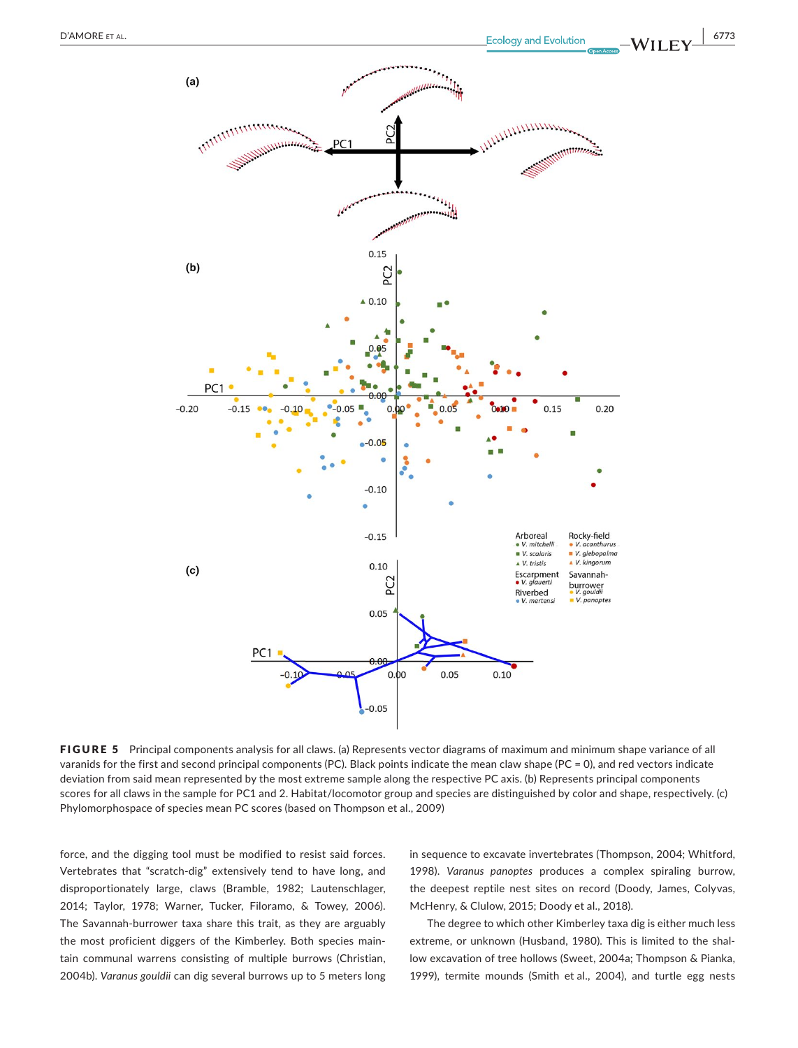**FIGURE 5** Principal components analysis for all claws. (a) Represents vector diagrams of maximum and minimum shape variance of all varanids for the first and second principal components (PC). Black points indicate the mean claw shape (PC = 0), and red vectors indicate deviation from said mean represented by the most extreme sample along the respective PC axis. (b) Represents principal components scores for all claws in the sample for PC1 and 2. Habitat/locomotor group and species are distinguished by color and shape, respectively. (c) Phylomorphospace of species mean PC scores (based on Thompson et al., 2009)

force, and the digging tool must be modified to resist said forces. Vertebrates that "scratch-dig" extensively tend to have long, and disproportionately large, claws (Bramble, 1982; Lautenschlager, 2014; Taylor, 1978; Warner, Tucker, Filoramo, & Towey, 2006). The Savannah-burrower taxa share this trait, as they are arguably the most proficient diggers of the Kimberley. Both species maintain communal warrens consisting of multiple burrows (Christian, 2004b). *Varanus gouldii* can dig several burrows up to 5 meters long in sequence to excavate invertebrates (Thompson, 2004; Whitford, 1998). *Varanus panoptes* produces a complex spiraling burrow, the deepest reptile nest sites on record (Doody, James, Colyvas, McHenry, & Clulow, 2015; Doody et al., 2018).

The degree to which other Kimberley taxa dig is either much less extreme, or unknown (Husband, 1980). This is limited to the shallow excavation of tree hollows (Sweet, 2004a; Thompson & Pianka, 1999), termite mounds (Smith et al., 2004), and turtle egg nests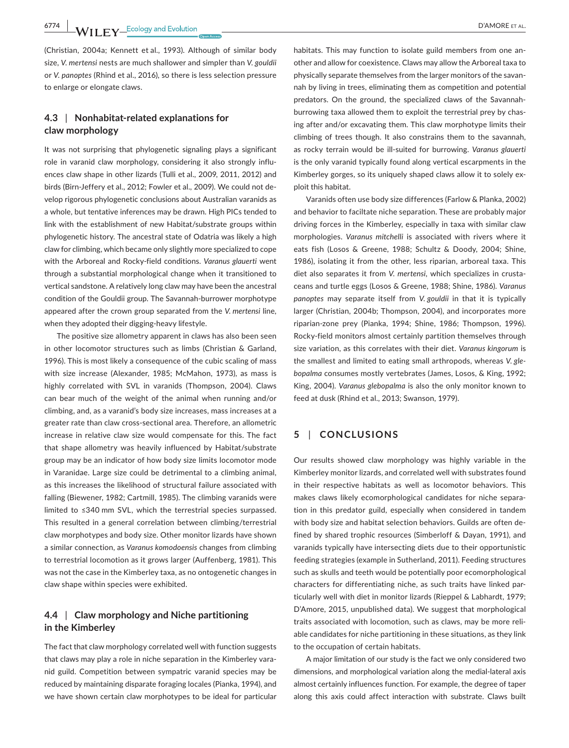(Christian, 2004a; Kennett et al., 1993). Although of similar body size, *V. mertensi* nests are much shallower and simpler than *V. gouldii* or *V. panoptes* (Rhind et al., 2016), so there is less selection pressure to enlarge or elongate claws.

### 4.3 | Nonhabitat-related explanations for claw morphology

It was not surprising that phylogenetic signaling plays a significant role in varanid claw morphology, considering it also strongly influences claw shape in other lizards (Tulli et al., 2009, 2011, 2012) and birds (Birn-Jeffery et al., 2012; Fowler et al., 2009). We could not develop rigorous phylogenetic conclusions about Australian varanids as a whole, but tentative inferences may be drawn. High PICs tended to link with the establishment of new Habitat/substrate groups within phylogenetic history. The ancestral state of Odatria was likely a high claw for climbing, which became only slightly more specialized to cope with the Arboreal and Rocky-field conditions. *Varanus glauerti* went through a substantial morphological change when it transitioned to vertical sandstone. A relatively long claw may have been the ancestral condition of the Gouldii group. The Savannah-burrower morphotype appeared after the crown group separated from the *V. mertensi* line, when they adopted their digging-heavy lifestyle.

The positive size allometry apparent in claws has also been seen in other locomotor structures such as limbs (Christian & Garland, 1996). This is most likely a consequence of the cubic scaling of mass with size increase (Alexander, 1985; McMahon, 1973), as mass is highly correlated with SVL in varanids (Thompson, 2004). Claws can bear much of the weight of the animal when running and/or climbing, and, as a varanid's body size increases, mass increases at a greater rate than claw cross-sectional area. Therefore, an allometric increase in relative claw size would compensate for this. The fact that shape allometry was heavily influenced by Habitat/substrate group may be an indicator of how body size limits locomotor mode in Varanidae. Large size could be detrimental to a climbing animal, as this increases the likelihood of structural failure associated with falling (Biewener, 1982; Cartmill, 1985). The climbing varanids were limited to ≤340 mm SVL, which the terrestrial species surpassed. This resulted in a general correlation between climbing/terrestrial claw morphotypes and body size. Other monitor lizards have shown a similar connection, as *Varanus komodoensis* changes from climbing to terrestrial locomotion as it grows larger (Auffenberg, 1981). This was not the case in the Kimberley taxa, as no ontogenetic changes in claw shape within species were exhibited.

### 4.4 | Claw morphology and Niche partitioning in the Kimberley

The fact that claw morphology correlated well with function suggests that claws may play a role in niche separation in the Kimberley varanid guild. Competition between sympatric varanid species may be reduced by maintaining disparate foraging locales (Pianka, 1994), and we have shown certain claw morphotypes to be ideal for particular habitats. This may function to isolate guild members from one another and allow for coexistence. Claws may allow the Arboreal taxa to physically separate themselves from the larger monitors of the savannah by living in trees, eliminating them as competition and potential predators. On the ground, the specialized claws of the Savannah-burrowing taxa allowed them to exploit the terrestrial prey by chasing after and/or excavating them. This claw morphotype limits their climbing of trees though. It also constrains them to the savannah, as rocky terrain would be ill-suited for burrowing. *Varanus glauerti* is the only varanid typically found along vertical escarpments in the Kimberley gorges, so its uniquely shaped claws allow it to solely exploit this habitat.

Varanids often use body size differences (Farlow & Planka, 2002) and behavior to faciltate niche separation. These are probably major driving forces in the Kimberley, especially in taxa with similar claw morphologies. *Varanus mitchelli* is associated with rivers where it eats fish (Losos & Greene, 1988; Schultz & Doody, 2004; Shine, 1986), isolating it from the other, less riparian, arboreal taxa. This diet also separates it from *V. mertensi*, which specializes in crustaceans and turtle eggs (Losos & Greene, 1988; Shine, 1986). *Varanus panoptes* may separate itself from *V. gouldii* in that it is typically larger (Christian, 2004b; Thompson, 2004), and incorporates more riparian-zone prey (Pianka, 1994; Shine, 1986; Thompson, 1996). Rocky-field monitors almost certainly partition themselves through size variation, as this correlates with their diet. *Varanus kingorum* is the smallest and limited to eating small arthropods, whereas *V. glebopalma* consumes mostly vertebrates (James, Losos, & King, 1992; King, 2004). *Varanus glebopalma* is also the only monitor known to feed at dusk (Rhind et al., 2013; Swanson, 1979).

## 5 | CONCLUSIONS

Our results showed claw morphology was highly variable in the Kimberley monitor lizards, and correlated well with substrates found in their respective habitats as well as locomotor behaviors. This makes claws likely ecomorphological candidates for niche separation in this predator guild, especially when considered in tandem with body size and habitat selection behaviors. Guilds are often defined by shared trophic resources (Simberloff & Dayan, 1991), and varanids typically have intersecting diets due to their opportunistic feeding strategies (example in Sutherland, 2011). Feeding structures such as skulls and teeth would be potentially poor ecomorphological characters for differentiating niche, as such traits have linked particularly well with diet in monitor lizards (Rieppel & Labhardt, 1979; D'Amore, 2015, unpublished data). We suggest that morphological traits associated with locomotion, such as claws, may be more reliable candidates for niche partitioning in these situations, as they link to the occupation of certain habitats.

A major limitation of our study is the fact we only considered two dimensions, and morphological variation along the medial-lateral axis almost certainly influences function. For example, the degree of taper along this axis could affect interaction with substrate. Claws built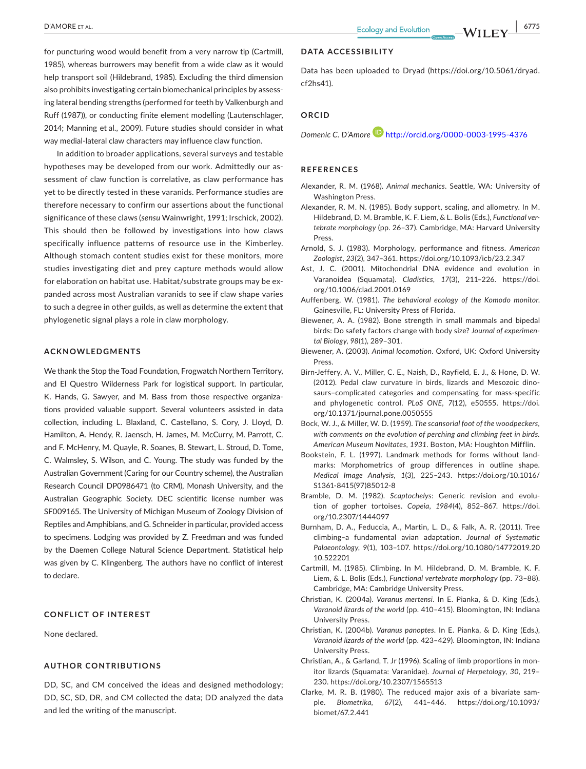for puncturing wood would benefit from a very narrow tip (Cartmill, 1985), whereas burrowers may benefit from a wide claw as it would help transport soil (Hildebrand, 1985). Excluding the third dimension also prohibits investigating certain biomechanical principles by assessing lateral bending strengths (performed for teeth by Valkenburgh and Ruff (1987)), or conducting finite element modelling (Lautenschlager, 2014; Manning et al., 2009). Future studies should consider in what way medial-lateral claw characters may influence claw function.

In addition to broader applications, several surveys and testable hypotheses may be developed from our work. Admittedly our assessment of claw function is correlative, as claw performance has yet to be directly tested in these varanids. Performance studies are therefore necessary to confirm our assertions about the functional significance of these claws (*sensu* Wainwright, 1991; Irschick, 2002). This should then be followed by investigations into how claws specifically influence patterns of resource use in the Kimberley. Although stomach content studies exist for these monitors, more studies investigating diet and prey capture methods would allow for elaboration on habitat use. Habitat/substrate groups may be expanded across most Australian varanids to see if claw shape varies to such a degree in other guilds, as well as determine the extent that phylogenetic signal plays a role in claw morphology.

## ACKNOWLEDGMENTS

We thank the Stop the Toad Foundation, Frogwatch Northern Territory, and El Questro Wilderness Park for logistical support. In particular, K. Hands, G. Sawyer, and M. Bass from those respective organizations provided valuable support. Several volunteers assisted in data collection, including L. Blaxland, C. Castellano, S. Cory, J. Lloyd, D. Hamilton, A. Hendy, R. Jaensch, H. James, M. McCurry, M. Parrott, C. and F. McHenry, M. Quayle, R. Soanes, B. Stewart, L. Stroud, D. Tome, C. Walmsley, S. Wilson, and C. Young. The study was funded by the Australian Government (Caring for our Country scheme), the Australian Research Council DP0986471 (to CRM), Monash University, and the Australian Geographic Society. DEC scientific license number was SF009165. The University of Michigan Museum of Zoology Division of Reptiles and Amphibians, and G. Schneider in particular, provided access to specimens. Lodging was provided by Z. Freedman and was funded by the Daemen College Natural Science Department. Statistical help was given by C. Klingenberg. The authors have no conflict of interest to declare.

## CONFLICT OF INTEREST

None declared.

## AUTHOR CONTRIBUTIONS

DD, SC, and CM conceived the ideas and designed methodology; DD, SC, SD, DR, and CM collected the data; DD analyzed the data and led the writing of the manuscript.

## DATA ACCESSIBILITY

Data has been uploaded to Dryad (https://doi.org/10.5061/dryad.cf2hs41).

## ORCID

*Domenic C. D'Amore* http://orcid.org/0000-0003-1995-4376

## REFERENCES

Alexander, R. M. (1968). *Animal mechanics*. Seattle, WA: University of Washington Press.

Alexander, R. M. N. (1985). Body support, scaling, and allometry. In M. Hildebrand, D. M. Bramble, K. F. Liem, & L. Bolis (Eds.), *Functional vertebrate morphology* (pp. 26–37). Cambridge, MA: Harvard University Press.

Arnold, S. J. (1983). Morphology, performance and fitness. *American Zoologist*, *23*(2), 347–361. https://doi.org/10.1093/icb/23.2.347

Ast, J. C. (2001). Mitochondrial DNA evidence and evolution in Varanoidea (Squamata). *Cladistics*, *17*(3), 211–226. https://doi.org/10.1006/clad.2001.0169

Auffenberg, W. (1981). *The behavioral ecology of the Komodo monitor*. Gainesville, FL: University Press of Florida.

Biewener, A. A. (1982). Bone strength in small mammals and bipedal birds: Do safety factors change with body size? *Journal of experimental Biology*, *98*(1), 289–301.

Biewener, A. (2003). *Animal locomotion*. Oxford, UK: Oxford University Press.

Birn-Jeffery, A. V., Miller, C. E., Naish, D., Rayfield, E. J., & Hone, D. W. (2012). Pedal claw curvature in birds, lizards and Mesozoic dinosaurs–complicated categories and compensating for mass-specific and phylogenetic control. *PLoS ONE*, *7*(12), e50555. https://doi.org/10.1371/journal.pone.0050555

Bock, W. J., & Miller, W. D. (1959). *The scansorial foot of the woodpeckers, with comments on the evolution of perching and climbing feet in birds. American Museum Novitates*, *1931*. Boston, MA: Houghton Mifflin.

Bookstein, F. L. (1997). Landmark methods for forms without landmarks: Morphometrics of group differences in outline shape. *Medical Image Analysis*, *1*(3), 225–243. https://doi.org/10.1016/S1361-8415(97)85012-8

Bramble, D. M. (1982). *Scaptochelys*: Generic revision and evolution of gopher tortoises. *Copeia*, *1984*(4), 852–867. https://doi.org/10.2307/1444097

Burnham, D. A., Feduccia, A., Martin, L. D., & Falk, A. R. (2011). Tree climbing–a fundamental avian adaptation. *Journal of Systematic Palaeontology*, *9*(1), 103–107. https://doi.org/10.1080/14772019.2010.522201

Cartmill, M. (1985). Climbing. In M. Hildebrand, D. M. Bramble, K. F. Liem, & L. Bolis (Eds.), *Functional vertebrate morphology* (pp. 73–88). Cambridge, MA: Cambridge University Press.

Christian, K. (2004a). *Varanus mertensi*. In E. Pianka, & D. King (Eds.), *Varanoid lizards of the world* (pp. 410–415). Bloomington, IN: Indiana University Press.

Christian, K. (2004b). *Varanus panoptes*. In E. Pianka, & D. King (Eds.), *Varanoid lizards of the world* (pp. 423–429). Bloomington, IN: Indiana University Press.

Christian, A., & Garland, T. Jr (1996). Scaling of limb proportions in monitor lizards (Squamata: Varanidae). *Journal of Herpetology*, *30*, 219–230. https://doi.org/10.2307/1565513

Clarke, M. R. B. (1980). The reduced major axis of a bivariate sample. *Biometrika*, *67*(2), 441–446. https://doi.org/10.1093/biomet/67.2.441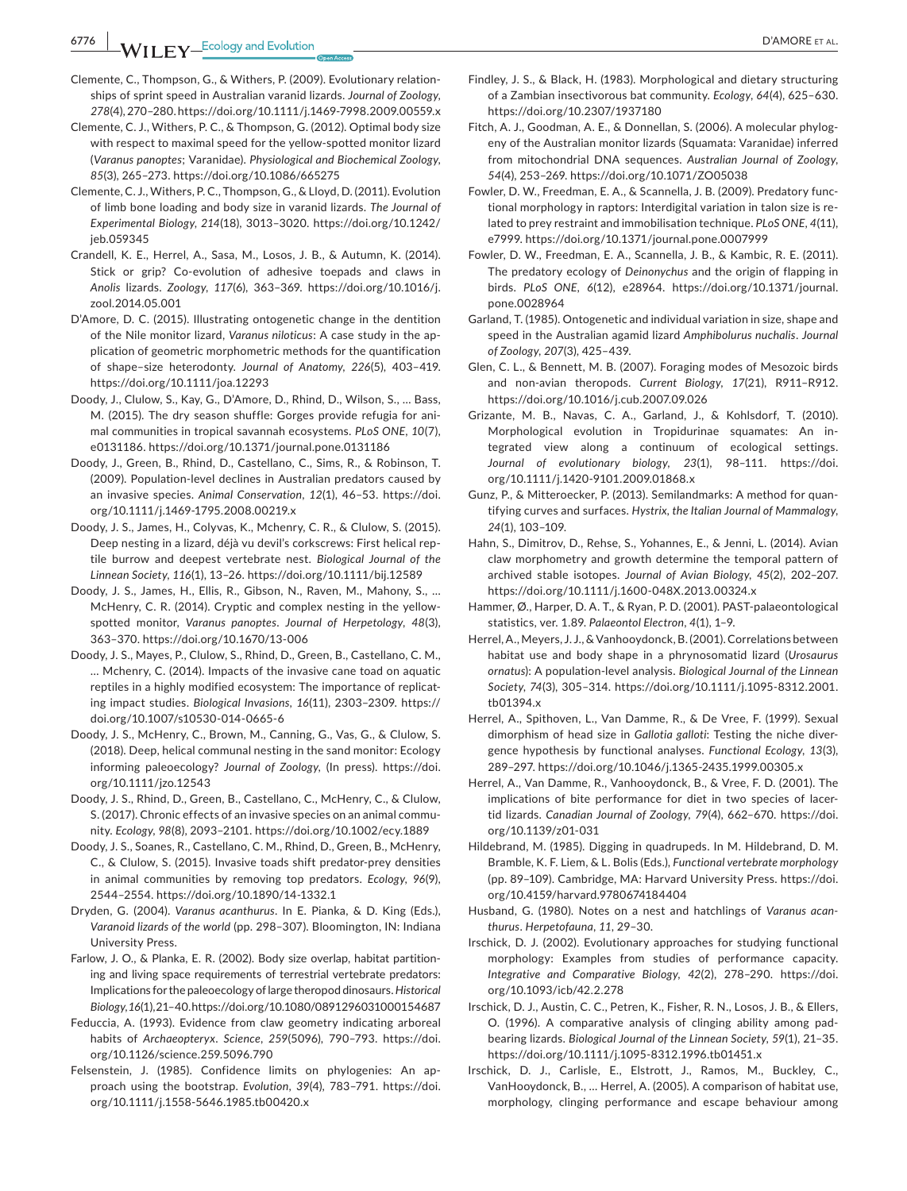Clemente, C., Thompson, G., & Withers, P. (2009). Evolutionary relationships of sprint speed in Australian varanid lizards. *Journal of Zoology*, *278*(4), 270–280. https://doi.org/10.1111/j.1469-7998.2009.00559.x

Clemente, C. J., Withers, P. C., & Thompson, G. (2012). Optimal body size with respect to maximal speed for the yellow-spotted monitor lizard (*Varanus panoptes*; Varanidae). *Physiological and Biochemical Zoology*, *85*(3), 265–273. https://doi.org/10.1086/665275

Clemente, C. J., Withers, P. C., Thompson, G., & Lloyd, D. (2011). Evolution of limb bone loading and body size in varanid lizards. *The Journal of Experimental Biology*, *214*(18), 3013–3020. https://doi.org/10.1242/jeb.059345

Crandell, K. E., Herrel, A., Sasa, M., Losos, J. B., & Autumn, K. (2014). Stick or grip? Co-evolution of adhesive toepads and claws in *Anolis* lizards. *Zoology*, *117*(6), 363–369. https://doi.org/10.1016/j.zool.2014.05.001

D'Amore, D. C. (2015). Illustrating ontogenetic change in the dentition of the Nile monitor lizard, *Varanus niloticus*: A case study in the application of geometric morphometric methods for the quantification of shape–size heterodonty. *Journal of Anatomy*, *226*(5), 403–419. https://doi.org/10.1111/joa.12293

Doody, J., Clulow, S., Kay, G., D'Amore, D., Rhind, D., Wilson, S., … Bass, M. (2015). The dry season shuffle: Gorges provide refugia for animal communities in tropical savannah ecosystems. *PLoS ONE*, *10*(7), e0131186. https://doi.org/10.1371/journal.pone.0131186

Doody, J., Green, B., Rhind, D., Castellano, C., Sims, R., & Robinson, T. (2009). Population-level declines in Australian predators caused by an invasive species. *Animal Conservation*, *12*(1), 46–53. https://doi.org/10.1111/j.1469-1795.2008.00219.x

Doody, J. S., James, H., Colyvas, K., Mchenry, C. R., & Clulow, S. (2015). Deep nesting in a lizard, déjà vu devil's corkscrews: First helical reptile burrow and deepest vertebrate nest. *Biological Journal of the Linnean Society*, *116*(1), 13–26. https://doi.org/10.1111/bij.12589

Doody, J. S., James, H., Ellis, R., Gibson, N., Raven, M., Mahony, S., … McHenry, C. R. (2014). Cryptic and complex nesting in the yellow-spotted monitor, *Varanus panoptes*. *Journal of Herpetology*, *48*(3), 363–370. https://doi.org/10.1670/13-006

Doody, J. S., Mayes, P., Clulow, S., Rhind, D., Green, B., Castellano, C. M., … Mchenry, C. (2014). Impacts of the invasive cane toad on aquatic reptiles in a highly modified ecosystem: The importance of replicating impact studies. *Biological Invasions*, *16*(11), 2303–2309. https://doi.org/10.1007/s10530-014-0665-6

Doody, J. S., McHenry, C., Brown, M., Canning, G., Vas, G., & Clulow, S. (2018). Deep, helical communal nesting in the sand monitor: Ecology informing paleoecology? *Journal of Zoology*, (In press). https://doi.org/10.1111/jzo.12543

Doody, J. S., Rhind, D., Green, B., Castellano, C., McHenry, C., & Clulow, S. (2017). Chronic effects of an invasive species on an animal community. *Ecology*, *98*(8), 2093–2101. https://doi.org/10.1002/ecy.1889

Doody, J. S., Soanes, R., Castellano, C. M., Rhind, D., Green, B., McHenry, C., & Clulow, S. (2015). Invasive toads shift predator-prey densities in animal communities by removing top predators. *Ecology*, *96*(9), 2544–2554. https://doi.org/10.1890/14-1332.1

Dryden, G. (2004). *Varanus acanthurus*. In E. Pianka, & D. King (Eds.), *Varanoid lizards of the world* (pp. 298–307). Bloomington, IN: Indiana University Press.

Farlow, J. O., & Planka, E. R. (2002). Body size overlap, habitat partitioning and living space requirements of terrestrial vertebrate predators: Implications for the paleoecology of large theropod dinosaurs. *Historical Biology*, *16*(1), 21–40. https://doi.org/10.1080/0891296031000154687

Feduccia, A. (1993). Evidence from claw geometry indicating arboreal habits of *Archaeopteryx*. *Science*, *259*(5096), 790–793. https://doi.org/10.1126/science.259.5096.790

Felsenstein, J. (1985). Confidence limits on phylogenies: An approach using the bootstrap. *Evolution*, *39*(4), 783–791. https://doi.org/10.1111/j.1558-5646.1985.tb00420.x

Findley, J. S., & Black, H. (1983). Morphological and dietary structuring of a Zambian insectivorous bat community. *Ecology*, *64*(4), 625–630. https://doi.org/10.2307/1937180

Fitch, A. J., Goodman, A. E., & Donnellan, S. (2006). A molecular phylogeny of the Australian monitor lizards (Squamata: Varanidae) inferred from mitochondrial DNA sequences. *Australian Journal of Zoology*, *54*(4), 253–269. https://doi.org/10.1071/ZO05038

Fowler, D. W., Freedman, E. A., & Scannella, J. B. (2009). Predatory functional morphology in raptors: Interdigital variation in talon size is related to prey restraint and immobilisation technique. *PLoS ONE*, *4*(11), e7999. https://doi.org/10.1371/journal.pone.0007999

Fowler, D. W., Freedman, E. A., Scannella, J. B., & Kambic, R. E. (2011). The predatory ecology of *Deinonychus* and the origin of flapping in birds. *PLoS ONE*, *6*(12), e28964. https://doi.org/10.1371/journal.pone.0028964

Garland, T. (1985). Ontogenetic and individual variation in size, shape and speed in the Australian agamid lizard *Amphibolurus nuchalis*. *Journal of Zoology*, *207*(3), 425–439.

Glen, C. L., & Bennett, M. B. (2007). Foraging modes of Mesozoic birds and non-avian theropods. *Current Biology*, *17*(21), R911–R912. https://doi.org/10.1016/j.cub.2007.09.026

Grizante, M. B., Navas, C. A., Garland, J., & Kohlsdorf, T. (2010). Morphological evolution in Tropidurinae squamates: An integrated view along a continuum of ecological settings. *Journal of evolutionary biology*, *23*(1), 98–111. https://doi.org/10.1111/j.1420-9101.2009.01868.x

Gunz, P., & Mitteroecker, P. (2013). Semilandmarks: A method for quantifying curves and surfaces. *Hystrix, the Italian Journal of Mammalogy*, *24*(1), 103–109.

Hahn, S., Dimitrov, D., Rehse, S., Yohannes, E., & Jenni, L. (2014). Avian claw morphometry and growth determine the temporal pattern of archived stable isotopes. *Journal of Avian Biology*, *45*(2), 202–207. https://doi.org/10.1111/j.1600-048X.2013.00324.x

Hammer, Ø., Harper, D. A. T., & Ryan, P. D. (2001). PAST-palaeontological statistics, ver. 1.89. *Palaeontol Electron*, *4*(1), 1–9.

Herrel, A., Meyers, J. J., & Vanhooydonck, B. (2001). Correlations between habitat use and body shape in a phrynosomatid lizard (*Urosaurus ornatus*): A population-level analysis. *Biological Journal of the Linnean Society*, *74*(3), 305–314. https://doi.org/10.1111/j.1095-8312.2001.tb01394.x

Herrel, A., Spithoven, L., Van Damme, R., & De Vree, F. (1999). Sexual dimorphism of head size in *Gallotia galloti*: Testing the niche divergence hypothesis by functional analyses. *Functional Ecology*, *13*(3), 289–297. https://doi.org/10.1046/j.1365-2435.1999.00305.x

Herrel, A., Van Damme, R., Vanhooydonck, B., & Vree, F. D. (2001). The implications of bite performance for diet in two species of lacertid lizards. *Canadian Journal of Zoology*, *79*(4), 662–670. https://doi.org/10.1139/z01-031

Hildebrand, M. (1985). Digging in quadrupeds. In M. Hildebrand, D. M. Bramble, K. F. Liem, & L. Bolis (Eds.), *Functional vertebrate morphology* (pp. 89–109). Cambridge, MA: Harvard University Press. https://doi.org/10.4159/harvard.9780674184404

Husband, G. (1980). Notes on a nest and hatchlings of *Varanus acanthurus*. *Herpetofauna*, *11*, 29–30.

Irschick, D. J. (2002). Evolutionary approaches for studying functional morphology: Examples from studies of performance capacity. *Integrative and Comparative Biology*, *42*(2), 278–290. https://doi.org/10.1093/icb/42.2.278

Irschick, D. J., Austin, C. C., Petren, K., Fisher, R. N., Losos, J. B., & Ellers, O. (1996). A comparative analysis of clinging ability among pad-bearing lizards. *Biological Journal of the Linnean Society*, *59*(1), 21–35. https://doi.org/10.1111/j.1095-8312.1996.tb01451.x

Irschick, D. J., Carlisle, E., Elstrott, J., Ramos, M., Buckley, C., VanHooydonck, B., … Herrel, A. (2005). A comparison of habitat use, morphology, clinging performance and escape behaviour among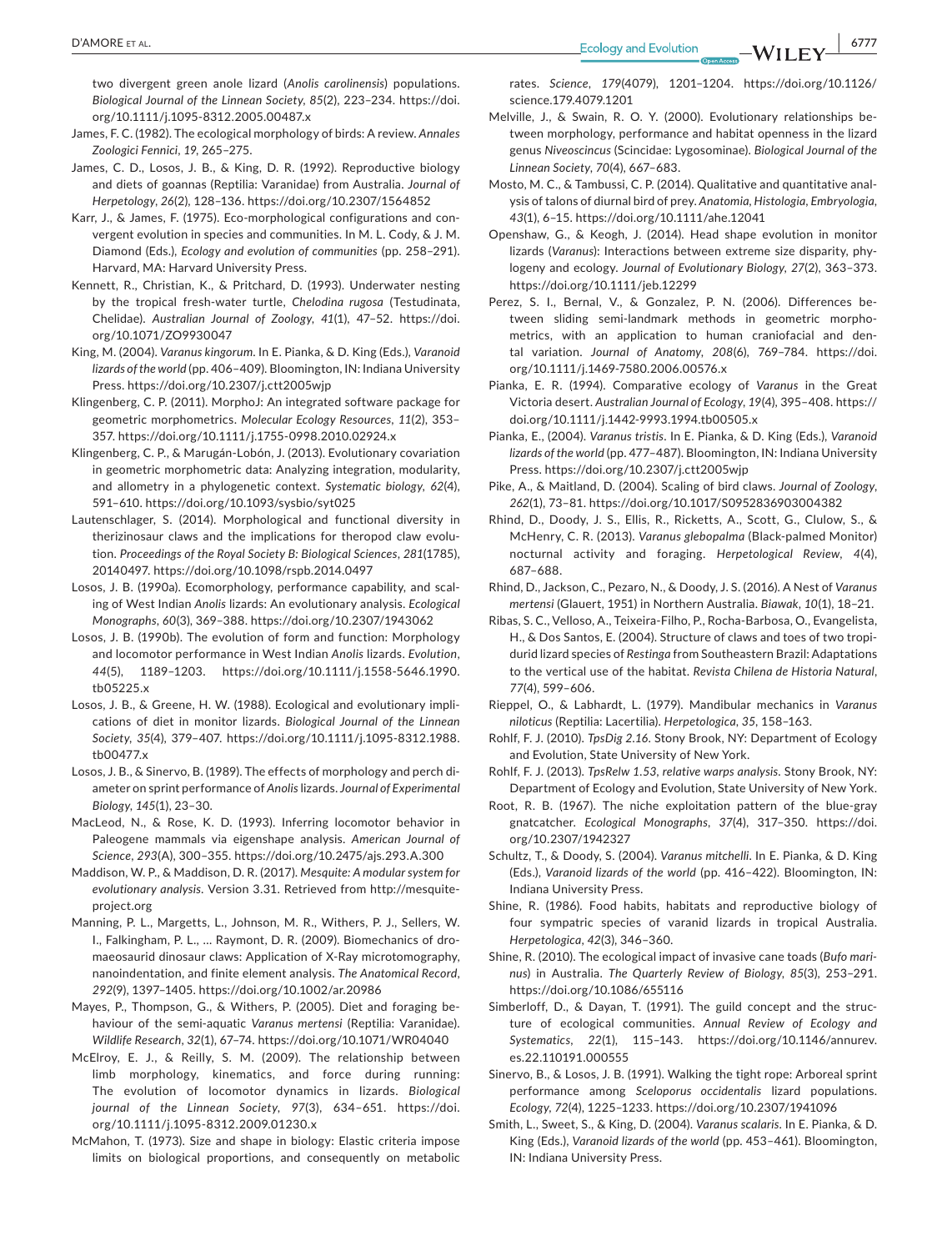two divergent green anole lizard (*Anolis carolinensis*) populations. *Biological Journal of the Linnean Society*, *85*(2), 223–234. https://doi.org/10.1111/j.1095-8312.2005.00487.x

James, F. C. (1982). The ecological morphology of birds: A review. *Annales Zoologici Fennici*, *19*, 265–275.

James, C. D., Losos, J. B., & King, D. R. (1992). Reproductive biology and diets of goannas (Reptilia: Varanidae) from Australia. *Journal of Herpetology*, *26*(2), 128–136. https://doi.org/10.2307/1564852

Karr, J., & James, F. (1975). Eco-morphological configurations and convergent evolution in species and communities. In M. L. Cody, & J. M. Diamond (Eds.), *Ecology and evolution of communities* (pp. 258–291). Harvard, MA: Harvard University Press.

Kennett, R., Christian, K., & Pritchard, D. (1993). Underwater nesting by the tropical fresh-water turtle, *Chelodina rugosa* (Testudinata, Chelidae). *Australian Journal of Zoology*, *41*(1), 47–52. https://doi.org/10.1071/ZO9930047

King, M. (2004). *Varanus kingorum*. In E. Pianka, & D. King (Eds.), *Varanoid lizards of the world* (pp. 406–409). Bloomington, IN: Indiana University Press. https://doi.org/10.2307/j.ctt2005wjp

Klingenberg, C. P. (2011). MorphoJ: An integrated software package for geometric morphometrics. *Molecular Ecology Resources*, *11*(2), 353–357. https://doi.org/10.1111/j.1755-0998.2010.02924.x

Klingenberg, C. P., & Marugán-Lobón, J. (2013). Evolutionary covariation in geometric morphometric data: Analyzing integration, modularity, and allometry in a phylogenetic context. *Systematic biology*, *62*(4), 591–610. https://doi.org/10.1093/sysbio/syt025

Lautenschlager, S. (2014). Morphological and functional diversity in therizinosaur claws and the implications for theropod claw evolution. *Proceedings of the Royal Society B: Biological Sciences*, *281*(1785), 20140497. https://doi.org/10.1098/rspb.2014.0497

Losos, J. B. (1990a). Ecomorphology, performance capability, and scaling of West Indian *Anolis* lizards: An evolutionary analysis. *Ecological Monographs*, *60*(3), 369–388. https://doi.org/10.2307/1943062

Losos, J. B. (1990b). The evolution of form and function: Morphology and locomotor performance in West Indian *Anolis* lizards. *Evolution*, *44*(5), 1189–1203. https://doi.org/10.1111/j.1558-5646.1990.tb05225.x

Losos, J. B., & Greene, H. W. (1988). Ecological and evolutionary implications of diet in monitor lizards. *Biological Journal of the Linnean Society*, *35*(4), 379–407. https://doi.org/10.1111/j.1095-8312.1988.tb00477.x

Losos, J. B., & Sinervo, B. (1989). The effects of morphology and perch diameter on sprint performance of *Anolis* lizards. *Journal of Experimental Biology*, *145*(1), 23–30.

MacLeod, N., & Rose, K. D. (1993). Inferring locomotor behavior in Paleogene mammals via eigenshape analysis. *American Journal of Science*, *293*(A), 300–355. https://doi.org/10.2475/ajs.293.A.300

Maddison, W. P., & Maddison, D. R. (2017). *Mesquite: A modular system for evolutionary analysis*. Version 3.31. Retrieved from http://mesquiteproject.org

Manning, P. L., Margetts, L., Johnson, M. R., Withers, P. J., Sellers, W. I., Falkingham, P. L., … Raymont, D. R. (2009). Biomechanics of dromaeosaurid dinosaur claws: Application of X-Ray microtomography, nanoindentation, and finite element analysis. *The Anatomical Record*, *292*(9), 1397–1405. https://doi.org/10.1002/ar.20986

Mayes, P., Thompson, G., & Withers, P. (2005). Diet and foraging behaviour of the semi-aquatic *Varanus mertensi* (Reptilia: Varanidae). *Wildlife Research*, *32*(1), 67–74. https://doi.org/10.1071/WR04040

McElroy, E. J., & Reilly, S. M. (2009). The relationship between limb morphology, kinematics, and force during running: The evolution of locomotor dynamics in lizards. *Biological journal of the Linnean Society*, *97*(3), 634–651. https://doi.org/10.1111/j.1095-8312.2009.01230.x

McMahon, T. (1973). Size and shape in biology: Elastic criteria impose limits on biological proportions, and consequently on metabolic rates. *Science*, *179*(4079), 1201–1204. https://doi.org/10.1126/science.179.4079.1201

Melville, J., & Swain, R. O. Y. (2000). Evolutionary relationships between morphology, performance and habitat openness in the lizard genus *Niveoscincus* (Scincidae: Lygosominae). *Biological Journal of the Linnean Society*, *70*(4), 667–683.

Mosto, M. C., & Tambussi, C. P. (2014). Qualitative and quantitative analysis of talons of diurnal bird of prey. *Anatomia, Histologia, Embryologia*, *43*(1), 6–15. https://doi.org/10.1111/ahe.12041

Openshaw, G., & Keogh, J. (2014). Head shape evolution in monitor lizards (*Varanus*): Interactions between extreme size disparity, phylogeny and ecology. *Journal of Evolutionary Biology*, *27*(2), 363–373. https://doi.org/10.1111/jeb.12299

Perez, S. I., Bernal, V., & Gonzalez, P. N. (2006). Differences between sliding semi-landmark methods in geometric morphometrics, with an application to human craniofacial and dental variation. *Journal of Anatomy*, *208*(6), 769–784. https://doi.org/10.1111/j.1469-7580.2006.00576.x

Pianka, E. R. (1994). Comparative ecology of *Varanus* in the Great Victoria desert. *Australian Journal of Ecology*, *19*(4), 395–408. https://doi.org/10.1111/j.1442-9993.1994.tb00505.x

Pianka, E., (2004). *Varanus tristis*. In E. Pianka, & D. King (Eds.), *Varanoid lizards of the world* (pp. 477–487). Bloomington, IN: Indiana University Press. https://doi.org/10.2307/j.ctt2005wjp

Pike, A., & Maitland, D. (2004). Scaling of bird claws. *Journal of Zoology*, *262*(1), 73–81. https://doi.org/10.1017/S0952836903004382

Rhind, D., Doody, J. S., Ellis, R., Ricketts, A., Scott, G., Clulow, S., & McHenry, C. R. (2013). *Varanus glebopalma* (Black-palmed Monitor) nocturnal activity and foraging. *Herpetological Review*, *4*(4), 687–688.

Rhind, D., Jackson, C., Pezaro, N., & Doody, J. S. (2016). A Nest of *Varanus mertensi* (Glauert, 1951) in Northern Australia. *Biawak*, *10*(1), 18–21.

Ribas, S. C., Velloso, A., Teixeira-Filho, P., Rocha-Barbosa, O., Evangelista, H., & Dos Santos, E. (2004). Structure of claws and toes of two tropidurid lizard species of *Restinga* from Southeastern Brazil: Adaptations to the vertical use of the habitat. *Revista Chilena de Historia Natural*, *77*(4), 599–606.

Rieppel, O., & Labhardt, L. (1979). Mandibular mechanics in *Varanus niloticus* (Reptilia: Lacertilia). *Herpetologica*, *35*, 158–163.

Rohlf, F. J. (2010). *TpsDig 2.16*. Stony Brook, NY: Department of Ecology and Evolution, State University of New York.

Rohlf, F. J. (2013). *TpsRelw 1.53, relative warps analysis*. Stony Brook, NY: Department of Ecology and Evolution, State University of New York.

Root, R. B. (1967). The niche exploitation pattern of the blue-gray gnatcatcher. *Ecological Monographs*, *37*(4), 317–350. https://doi.org/10.2307/1942327

Schultz, T., & Doody, S. (2004). *Varanus mitchelli*. In E. Pianka, & D. King (Eds.), *Varanoid lizards of the world* (pp. 416–422). Bloomington, IN: Indiana University Press.

Shine, R. (1986). Food habits, habitats and reproductive biology of four sympatric species of varanid lizards in tropical Australia. *Herpetologica*, *42*(3), 346–360.

Shine, R. (2010). The ecological impact of invasive cane toads (*Bufo marinus*) in Australia. *The Quarterly Review of Biology*, *85*(3), 253–291. https://doi.org/10.1086/655116

Simberloff, D., & Dayan, T. (1991). The guild concept and the structure of ecological communities. *Annual Review of Ecology and Systematics*, *22*(1), 115–143. https://doi.org/10.1146/annurev.es.22.110191.000555

Sinervo, B., & Losos, J. B. (1991). Walking the tight rope: Arboreal sprint performance among *Sceloporus occidentalis* lizard populations. *Ecology*, *72*(4), 1225–1233. https://doi.org/10.2307/1941096

Smith, L., Sweet, S., & King, D. (2004). *Varanus scalaris*. In E. Pianka, & D. King (Eds.), *Varanoid lizards of the world* (pp. 453–461). Bloomington, IN: Indiana University Press.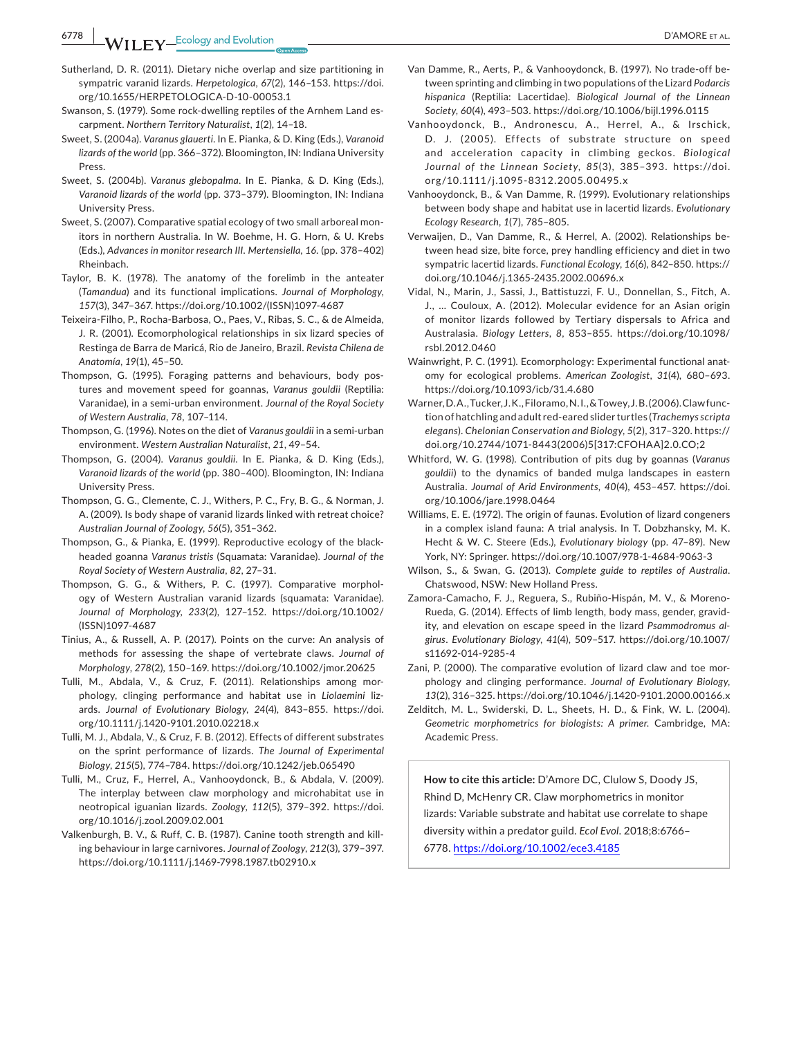Sutherland, D. R. (2011). Dietary niche overlap and size partitioning in sympatric varanid lizards. *Herpetologica*, *67*(2), 146–153. https://doi.org/10.1655/HERPETOLOGICA-D-10-00053.1

Swanson, S. (1979). Some rock-dwelling reptiles of the Arnhem Land escarpment. *Northern Territory Naturalist*, *1*(2), 14–18.

Sweet, S. (2004a). *Varanus glauerti*. In E. Pianka, & D. King (Eds.), *Varanoid lizards of the world* (pp. 366–372). Bloomington, IN: Indiana University Press.

Sweet, S. (2004b). *Varanus glebopalma*. In E. Pianka, & D. King (Eds.), *Varanoid lizards of the world* (pp. 373–379). Bloomington, IN: Indiana University Press.

Sweet, S. (2007). Comparative spatial ecology of two small arboreal monitors in northern Australia. In W. Boehme, H. G. Horn, & U. Krebs (Eds.), *Advances in monitor research III. Mertensiella, 16*. (pp. 378–402) Rheinbach.

Taylor, B. K. (1978). The anatomy of the forelimb in the anteater (*Tamandua*) and its functional implications. *Journal of Morphology*, *157*(3), 347–367. https://doi.org/10.1002/(ISSN)1097-4687

Teixeira-Filho, P., Rocha-Barbosa, O., Paes, V., Ribas, S. C., & de Almeida, J. R. (2001). Ecomorphological relationships in six lizard species of Restinga de Barra de Maricá, Rio de Janeiro, Brazil. *Revista Chilena de Anatomía*, *19*(1), 45–50.

Thompson, G. (1995). Foraging patterns and behaviours, body postures and movement speed for goannas, *Varanus gouldii* (Reptilia: Varanidae), in a semi-urban environment. *Journal of the Royal Society of Western Australia*, *78*, 107–114.

Thompson, G. (1996). Notes on the diet of *Varanus gouldii* in a semi-urban environment. *Western Australian Naturalist*, *21*, 49–54.

Thompson, G. (2004). *Varanus gouldii*. In E. Pianka, & D. King (Eds.), *Varanoid lizards of the world* (pp. 380–400). Bloomington, IN: Indiana University Press.

Thompson, G. G., Clemente, C. J., Withers, P. C., Fry, B. G., & Norman, J. A. (2009). Is body shape of varanid lizards linked with retreat choice? *Australian Journal of Zoology*, *56*(5), 351–362.

Thompson, G., & Pianka, E. (1999). Reproductive ecology of the black-headed goanna *Varanus tristis* (Squamata: Varanidae). *Journal of the Royal Society of Western Australia*, *82*, 27–31.

Thompson, G. G., & Withers, P. C. (1997). Comparative morphology of Western Australian varanid lizards (squamata: Varanidae). *Journal of Morphology*, *233*(2), 127–152. https://doi.org/10.1002/(ISSN)1097-4687

Tinius, A., & Russell, A. P. (2017). Points on the curve: An analysis of methods for assessing the shape of vertebrate claws. *Journal of Morphology*, *278*(2), 150–169. https://doi.org/10.1002/jmor.20625

Tulli, M., Abdala, V., & Cruz, F. (2011). Relationships among morphology, clinging performance and habitat use in *Liolaemini* lizards. *Journal of Evolutionary Biology*, *24*(4), 843–855. https://doi.org/10.1111/j.1420-9101.2010.02218.x

Tulli, M. J., Abdala, V., & Cruz, F. B. (2012). Effects of different substrates on the sprint performance of lizards. *The Journal of Experimental Biology*, *215*(5), 774–784. https://doi.org/10.1242/jeb.065490

Tulli, M. J., Cruz, F., Herrel, A., Vanhooydonck, B., & Abdala, V. (2009). The interplay between claw morphology and microhabitat use in neotropical iguanian lizards. *Zoology*, *112*(5), 379–392. https://doi.org/10.1016/j.zool.2009.02.001

Valkenburgh, B. V., & Ruff, C. B. (1987). Canine tooth strength and killing behaviour in large carnivores. *Journal of Zoology*, *212*(3), 379–397. https://doi.org/10.1111/j.1469-7998.1987.tb02910.x

Van Damme, R., Aerts, P., & Vanhooydonck, B. (1997). No trade-off between sprinting and climbing in two populations of the Lizard *Podarcis hispanica* (Reptilia: Lacertidae). *Biological Journal of the Linnean Society*, *60*(4), 493–503. https://doi.org/10.1006/bijl.1996.0115

Vanhooydonck, B., Andronescu, A., Herrel, A., & Irschick, D. J. (2005). Effects of substrate structure on speed and acceleration capacity in climbing geckos. *Biological Journal of the Linnean Society*, *85*(3), 385–393. https://doi.org/10.1111/j.1095-8312.2005.00495.x

Vanhooydonck, B., & Van Damme, R. (1999). Evolutionary relationships between body shape and habitat use in lacertid lizards. *Evolutionary Ecology Research*, *1*(7), 785–805.

Verwaijen, D., Van Damme, R., & Herrel, A. (2002). Relationships between head size, bite force, prey handling efficiency and diet in two sympatric lacertid lizards. *Functional Ecology*, *16*(6), 842–850. https://doi.org/10.1046/j.1365-2435.2002.00696.x

Vidal, N., Marin, J., Sassi, J., Battistuzzi, F. U., Donnellan, S., Fitch, A. J., … Couloux, A. (2012). Molecular evidence for an Asian origin of monitor lizards followed by Tertiary dispersals to Africa and Australasia. *Biology Letters*, *8*, 853–855. https://doi.org/10.1098/rsbl.2012.0460

Wainwright, P. C. (1991). Ecomorphology: Experimental functional anatomy for ecological problems. *American Zoologist*, *31*(4), 680–693. https://doi.org/10.1093/icb/31.4.680

Warner, D. A., Tucker, J. K., Filoramo, N. I., & Towey, J. B. (2006). Claw function of hatchling and adult red-eared slider turtles (*Trachemys scripta elegans*). *Chelonian Conservation and Biology*, *5*(2), 317–320. https://doi.org/10.2744/1071-8443(2006)5[317:CFOHAA]2.0.CO;2

Whitford, W. G. (1998). Contribution of pits dug by goannas (*Varanus gouldii*) to the dynamics of banded mulga landscapes in eastern Australia. *Journal of Arid Environments*, *40*(4), 453–457. https://doi.org/10.1006/jare.1998.0464

Williams, E. E. (1972). The origin of faunas. Evolution of lizard congeners in a complex island fauna: A trial analysis. In T. Dobzhansky, M. K. Hecht & W. C. Steere (Eds.), *Evolutionary biology* (pp. 47–89). New York, NY: Springer. https://doi.org/10.1007/978-1-4684-9063-3

Wilson, S., & Swan, G. (2013). *Complete guide to reptiles of Australia*. Chatswood, NSW: New Holland Press.

Zamora-Camacho, F. J., Reguera, S., Rubiño-Hispán, M. V., & Moreno-Rueda, G. (2014). Effects of limb length, body mass, gender, gravidity, and elevation on escape speed in the lizard *Psammodromus algirus*. *Evolutionary Biology*, *41*(4), 509–517. https://doi.org/10.1007/s11692-014-9285-4

Zani, P. (2000). The comparative evolution of lizard claw and toe morphology and clinging performance. *Journal of Evolutionary Biology*, *13*(2), 316–325. https://doi.org/10.1046/j.1420-9101.2000.00166.x

Zelditch, M. L., Swiderski, D. L., Sheets, H. D., & Fink, W. L. (2004). *Geometric morphometrics for biologists: A primer*. Cambridge, MA: Academic Press.

**How to cite this article:** D'Amore DC, Clulow S, Doody JS, Rhind D, McHenry CR. Claw morphometrics in monitor lizards: Variable substrate and habitat use correlate to shape diversity within a predator guild. *Ecol Evol*. 2018;8:6766–6778. https://doi.org/10.1002/ece3.4185